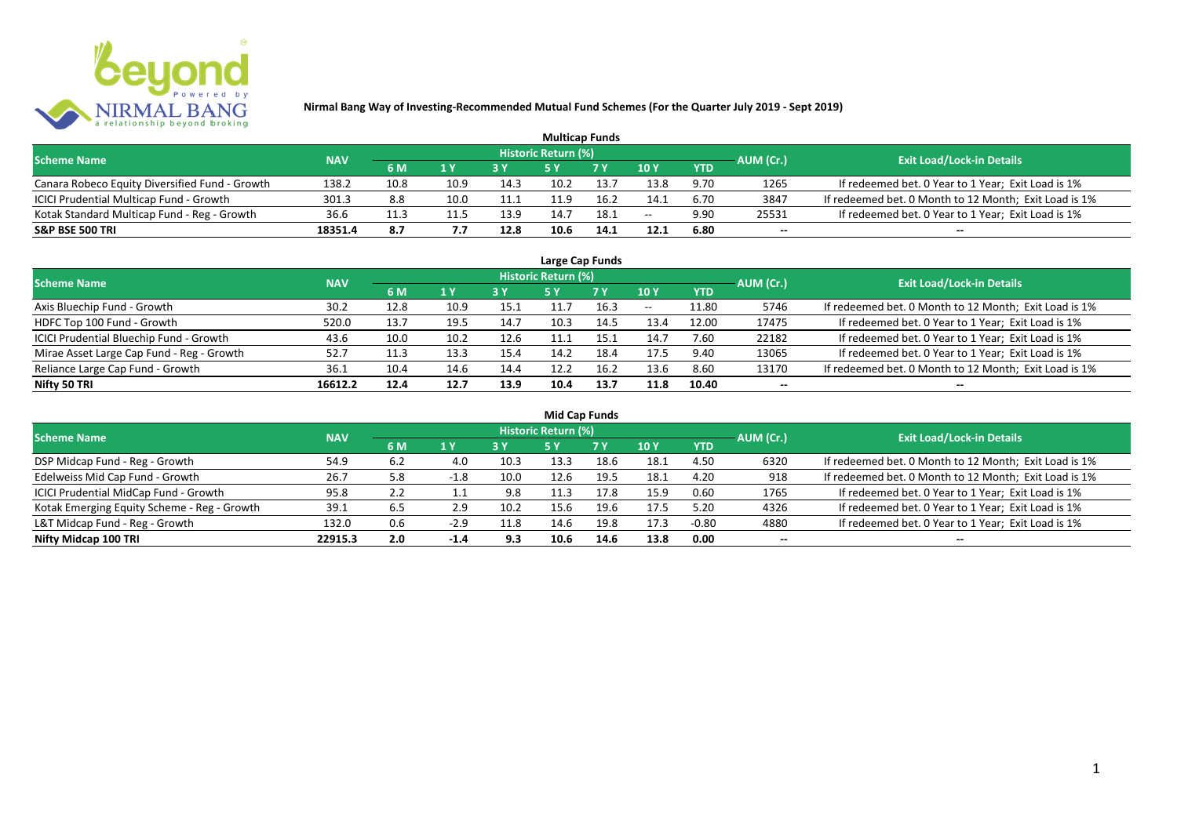# Nirmal Bang Way of Investing-Recommended Mutual Fund Schemes (For the Quarter July 2019 - Sept 2019)

## Multicap Funds

| Scheme Name | NAV | Historic Return (%) | | | | | | | AUM (Cr.) | Exit Load/Lock-in Details |
|---|---|---|---|---|---|---|---|---|---|---|
| | | 6 M | 1 Y | 3 Y | 5 Y | 7 Y | 10 Y | YTD | | |
| Canara Robeco Equity Diversified Fund - Growth | 138.2 | 10.8 | 10.9 | 14.3 | 10.2 | 13.7 | 13.8 | 9.70 | 1265 | If redeemed bet. 0 Year to 1 Year; Exit Load is 1% |
| ICICI Prudential Multicap Fund - Growth | 301.3 | 8.8 | 10.0 | 11.1 | 11.9 | 16.2 | 14.1 | 6.70 | 3847 | If redeemed bet. 0 Month to 12 Month; Exit Load is 1% |
| Kotak Standard Multicap Fund - Reg - Growth | 36.6 | 11.3 | 11.5 | 13.9 | 14.7 | 18.1 | -- | 9.90 | 25531 | If redeemed bet. 0 Year to 1 Year; Exit Load is 1% |
| **S&P BSE 500 TRI** | **18351.4** | **8.7** | **7.7** | **12.8** | **10.6** | **14.1** | **12.1** | **6.80** | **--** | **--** |

## Large Cap Funds

| Scheme Name | NAV | Historic Return (%) | | | | | | | AUM (Cr.) | Exit Load/Lock-in Details |
|---|---|---|---|---|---|---|---|---|---|---|
| | | 6 M | 1 Y | 3 Y | 5 Y | 7 Y | 10 Y | YTD | | |
| Axis Bluechip Fund - Growth | 30.2 | 12.8 | 10.9 | 15.1 | 11.7 | 16.3 | -- | 11.80 | 5746 | If redeemed bet. 0 Month to 12 Month; Exit Load is 1% |
| HDFC Top 100 Fund - Growth | 520.0 | 13.7 | 19.5 | 14.7 | 10.3 | 14.5 | 13.4 | 12.00 | 17475 | If redeemed bet. 0 Year to 1 Year; Exit Load is 1% |
| ICICI Prudential Bluechip Fund - Growth | 43.6 | 10.0 | 10.2 | 12.6 | 11.1 | 15.1 | 14.7 | 7.60 | 22182 | If redeemed bet. 0 Year to 1 Year; Exit Load is 1% |
| Mirae Asset Large Cap Fund - Reg - Growth | 52.7 | 11.3 | 13.3 | 15.4 | 14.2 | 18.4 | 17.5 | 9.40 | 13065 | If redeemed bet. 0 Year to 1 Year; Exit Load is 1% |
| Reliance Large Cap Fund - Growth | 36.1 | 10.4 | 14.6 | 14.4 | 12.2 | 16.2 | 13.6 | 8.60 | 13170 | If redeemed bet. 0 Month to 12 Month; Exit Load is 1% |
| **Nifty 50 TRI** | **16612.2** | **12.4** | **12.7** | **13.9** | **10.4** | **13.7** | **11.8** | **10.40** | **--** | **--** |

## Mid Cap Funds

| Scheme Name | NAV | Historic Return (%) | | | | | | | AUM (Cr.) | Exit Load/Lock-in Details |
|---|---|---|---|---|---|---|---|---|---|---|
| | | 6 M | 1 Y | 3 Y | 5 Y | 7 Y | 10 Y | YTD | | |
| DSP Midcap Fund - Reg - Growth | 54.9 | 6.2 | 4.0 | 10.3 | 13.3 | 18.6 | 18.1 | 4.50 | 6320 | If redeemed bet. 0 Month to 12 Month; Exit Load is 1% |
| Edelweiss Mid Cap Fund - Growth | 26.7 | 5.8 | -1.8 | 10.0 | 12.6 | 19.5 | 18.1 | 4.20 | 918 | If redeemed bet. 0 Month to 12 Month; Exit Load is 1% |
| ICICI Prudential MidCap Fund - Growth | 95.8 | 2.2 | 1.1 | 9.8 | 11.3 | 17.8 | 15.9 | 0.60 | 1765 | If redeemed bet. 0 Year to 1 Year; Exit Load is 1% |
| Kotak Emerging Equity Scheme - Reg - Growth | 39.1 | 6.5 | 2.9 | 10.2 | 15.6 | 19.6 | 17.5 | 5.20 | 4326 | If redeemed bet. 0 Year to 1 Year; Exit Load is 1% |
| L&T Midcap Fund - Reg - Growth | 132.0 | 0.6 | -2.9 | 11.8 | 14.6 | 19.8 | 17.3 | -0.80 | 4880 | If redeemed bet. 0 Year to 1 Year; Exit Load is 1% |
| **Nifty Midcap 100 TRI** | **22915.3** | **2.0** | **-1.4** | **9.3** | **10.6** | **14.6** | **13.8** | **0.00** | **--** | **--** |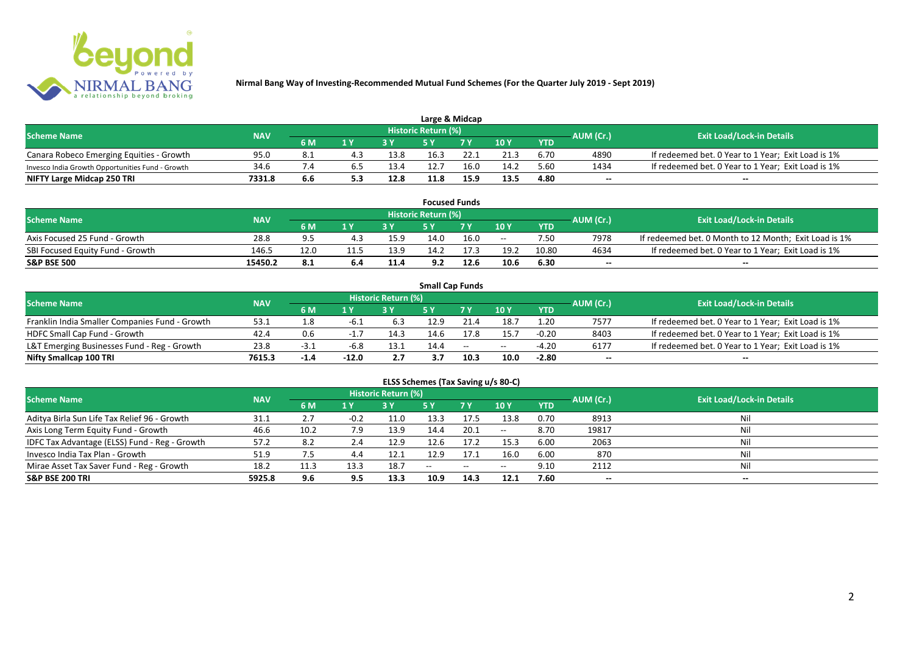# Nirmal Bang Way of Investing-Recommended Mutual Fund Schemes (For the Quarter July 2019 - Sept 2019)

## Large & Midcap

| Scheme Name | NAV | Historic Return (%) | | | | | | | AUM (Cr.) | Exit Load/Lock-in Details |
|---|---|---|---|---|---|---|---|---|---|---|
| | | 6 M | 1 Y | 3 Y | 5 Y | 7 Y | 10 Y | YTD | | |
| Canara Robeco Emerging Equities - Growth | 95.0 | 8.1 | 4.3 | 13.8 | 16.3 | 22.1 | 21.3 | 6.70 | 4890 | If redeemed bet. 0 Year to 1 Year; Exit Load is 1% |
| Invesco India Growth Opportunities Fund - Growth | 34.6 | 7.4 | 6.5 | 13.4 | 12.7 | 16.0 | 14.2 | 5.60 | 1434 | If redeemed bet. 0 Year to 1 Year; Exit Load is 1% |
| **NIFTY Large Midcap 250 TRI** | **7331.8** | **6.6** | **5.3** | **12.8** | **11.8** | **15.9** | **13.5** | **4.80** | **--** | **--** |

## Focused Funds

| Scheme Name | NAV | Historic Return (%) | | | | | | | AUM (Cr.) | Exit Load/Lock-in Details |
|---|---|---|---|---|---|---|---|---|---|---|
| | | 6 M | 1 Y | 3 Y | 5 Y | 7 Y | 10 Y | YTD | | |
| Axis Focused 25 Fund - Growth | 28.8 | 9.5 | 4.3 | 15.9 | 14.0 | 16.0 | -- | 7.50 | 7978 | If redeemed bet. 0 Month to 12 Month; Exit Load is 1% |
| SBI Focused Equity Fund - Growth | 146.5 | 12.0 | 11.5 | 13.9 | 14.2 | 17.3 | 19.2 | 10.80 | 4634 | If redeemed bet. 0 Year to 1 Year; Exit Load is 1% |
| **S&P BSE 500** | **15450.2** | **8.1** | **6.4** | **11.4** | **9.2** | **12.6** | **10.6** | **6.30** | **--** | **--** |

## Small Cap Funds

| Scheme Name | NAV | Historic Return (%) | | | | | | | AUM (Cr.) | Exit Load/Lock-in Details |
|---|---|---|---|---|---|---|---|---|---|---|
| | | 6 M | 1 Y | 3 Y | 5 Y | 7 Y | 10 Y | YTD | | |
| Franklin India Smaller Companies Fund - Growth | 53.1 | 1.8 | -6.1 | 6.3 | 12.9 | 21.4 | 18.7 | 1.20 | 7577 | If redeemed bet. 0 Year to 1 Year; Exit Load is 1% |
| HDFC Small Cap Fund - Growth | 42.4 | 0.6 | -1.7 | 14.3 | 14.6 | 17.8 | 15.7 | -0.20 | 8403 | If redeemed bet. 0 Year to 1 Year; Exit Load is 1% |
| L&T Emerging Businesses Fund - Reg - Growth | 23.8 | -3.1 | -6.8 | 13.1 | 14.4 | -- | -- | -4.20 | 6177 | If redeemed bet. 0 Year to 1 Year; Exit Load is 1% |
| **Nifty Smallcap 100 TRI** | **7615.3** | **-1.4** | **-12.0** | **2.7** | **3.7** | **10.3** | **10.0** | **-2.80** | **--** | **--** |

## ELSS Schemes (Tax Saving u/s 80-C)

| Scheme Name | NAV | Historic Return (%) | | | | | | | AUM (Cr.) | Exit Load/Lock-in Details |
|---|---|---|---|---|---|---|---|---|---|---|
| | | 6 M | 1 Y | 3 Y | 5 Y | 7 Y | 10 Y | YTD | | |
| Aditya Birla Sun Life Tax Relief 96 - Growth | 31.1 | 2.7 | -0.2 | 11.0 | 13.3 | 17.5 | 13.8 | 0.70 | 8913 | Nil |
| Axis Long Term Equity Fund - Growth | 46.6 | 10.2 | 7.9 | 13.9 | 14.4 | 20.1 | -- | 8.70 | 19817 | Nil |
| IDFC Tax Advantage (ELSS) Fund - Reg - Growth | 57.2 | 8.2 | 2.4 | 12.9 | 12.6 | 17.2 | 15.3 | 6.00 | 2063 | Nil |
| Invesco India Tax Plan - Growth | 51.9 | 7.5 | 4.4 | 12.1 | 12.9 | 17.1 | 16.0 | 6.00 | 870 | Nil |
| Mirae Asset Tax Saver Fund - Reg - Growth | 18.2 | 11.3 | 13.3 | 18.7 | -- | -- | -- | 9.10 | 2112 | Nil |
| **S&P BSE 200 TRI** | **5925.8** | **9.6** | **9.5** | **13.3** | **10.9** | **14.3** | **12.1** | **7.60** | **--** | **--** |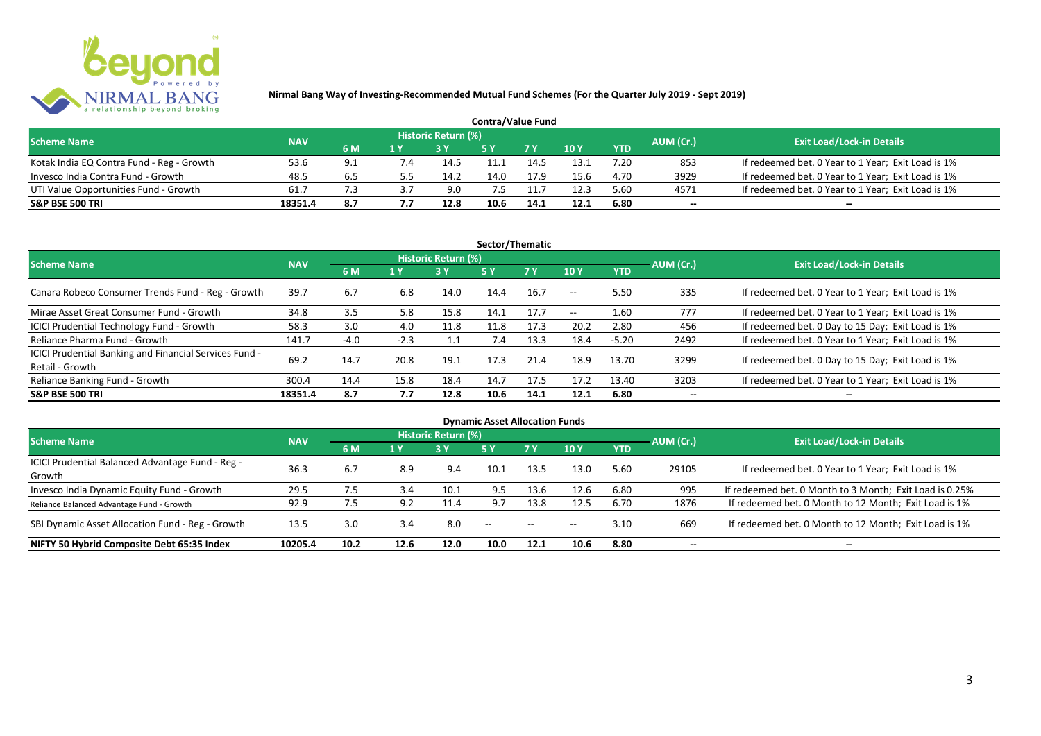**Nirmal Bang Way of Investing-Recommended Mutual Fund Schemes (For the Quarter July 2019 - Sept 2019)**

## Contra/Value Fund

| Scheme Name | NAV | Historic Return (%) | | | | | | | AUM (Cr.) | Exit Load/Lock-in Details |
|---|---|---|---|---|---|---|---|---|---|---|
| | | 6 M | 1 Y | 3 Y | 5 Y | 7 Y | 10 Y | YTD | | |
| Kotak India EQ Contra Fund - Reg - Growth | 53.6 | 9.1 | 7.4 | 14.5 | 11.1 | 14.5 | 13.1 | 7.20 | 853 | If redeemed bet. 0 Year to 1 Year; Exit Load is 1% |
| Invesco India Contra Fund - Growth | 48.5 | 6.5 | 5.5 | 14.2 | 14.0 | 17.9 | 15.6 | 4.70 | 3929 | If redeemed bet. 0 Year to 1 Year; Exit Load is 1% |
| UTI Value Opportunities Fund - Growth | 61.7 | 7.3 | 3.7 | 9.0 | 7.5 | 11.7 | 12.3 | 5.60 | 4571 | If redeemed bet. 0 Year to 1 Year; Exit Load is 1% |
| **S&P BSE 500 TRI** | **18351.4** | **8.7** | **7.7** | **12.8** | **10.6** | **14.1** | **12.1** | **6.80** | -- | -- |

## Sector/Thematic

| Scheme Name | NAV | Historic Return (%) | | | | | | | AUM (Cr.) | Exit Load/Lock-in Details |
|---|---|---|---|---|---|---|---|---|---|---|
| | | 6 M | 1 Y | 3 Y | 5 Y | 7 Y | 10 Y | YTD | | |
| Canara Robeco Consumer Trends Fund - Reg - Growth | 39.7 | 6.7 | 6.8 | 14.0 | 14.4 | 16.7 | -- | 5.50 | 335 | If redeemed bet. 0 Year to 1 Year; Exit Load is 1% |
| Mirae Asset Great Consumer Fund - Growth | 34.8 | 3.5 | 5.8 | 15.8 | 14.1 | 17.7 | -- | 1.60 | 777 | If redeemed bet. 0 Year to 1 Year; Exit Load is 1% |
| ICICI Prudential Technology Fund - Growth | 58.3 | 3.0 | 4.0 | 11.8 | 11.8 | 17.3 | 20.2 | 2.80 | 456 | If redeemed bet. 0 Day to 15 Day; Exit Load is 1% |
| Reliance Pharma Fund - Growth | 141.7 | -4.0 | -2.3 | 1.1 | 7.4 | 13.3 | 18.4 | -5.20 | 2492 | If redeemed bet. 0 Year to 1 Year; Exit Load is 1% |
| ICICI Prudential Banking and Financial Services Fund - Retail - Growth | 69.2 | 14.7 | 20.8 | 19.1 | 17.3 | 21.4 | 18.9 | 13.70 | 3299 | If redeemed bet. 0 Day to 15 Day; Exit Load is 1% |
| Reliance Banking Fund - Growth | 300.4 | 14.4 | 15.8 | 18.4 | 14.7 | 17.5 | 17.2 | 13.40 | 3203 | If redeemed bet. 0 Year to 1 Year; Exit Load is 1% |
| **S&P BSE 500 TRI** | **18351.4** | **8.7** | **7.7** | **12.8** | **10.6** | **14.1** | **12.1** | **6.80** | -- | -- |

## Dynamic Asset Allocation Funds

| Scheme Name | NAV | Historic Return (%) | | | | | | | AUM (Cr.) | Exit Load/Lock-in Details |
|---|---|---|---|---|---|---|---|---|---|---|
| | | 6 M | 1 Y | 3 Y | 5 Y | 7 Y | 10 Y | YTD | | |
| ICICI Prudential Balanced Advantage Fund - Reg - Growth | 36.3 | 6.7 | 8.9 | 9.4 | 10.1 | 13.5 | 13.0 | 5.60 | 29105 | If redeemed bet. 0 Year to 1 Year; Exit Load is 1% |
| Invesco India Dynamic Equity Fund - Growth | 29.5 | 7.5 | 3.4 | 10.1 | 9.5 | 13.6 | 12.6 | 6.80 | 995 | If redeemed bet. 0 Month to 3 Month; Exit Load is 0.25% |
| Reliance Balanced Advantage Fund - Growth | 92.9 | 7.5 | 9.2 | 11.4 | 9.7 | 13.8 | 12.5 | 6.70 | 1876 | If redeemed bet. 0 Month to 12 Month; Exit Load is 1% |
| SBI Dynamic Asset Allocation Fund - Reg - Growth | 13.5 | 3.0 | 3.4 | 8.0 | -- | -- | -- | 3.10 | 669 | If redeemed bet. 0 Month to 12 Month; Exit Load is 1% |
| **NIFTY 50 Hybrid Composite Debt 65:35 Index** | **10205.4** | **10.2** | **12.6** | **12.0** | **10.0** | **12.1** | **10.6** | **8.80** | -- | -- |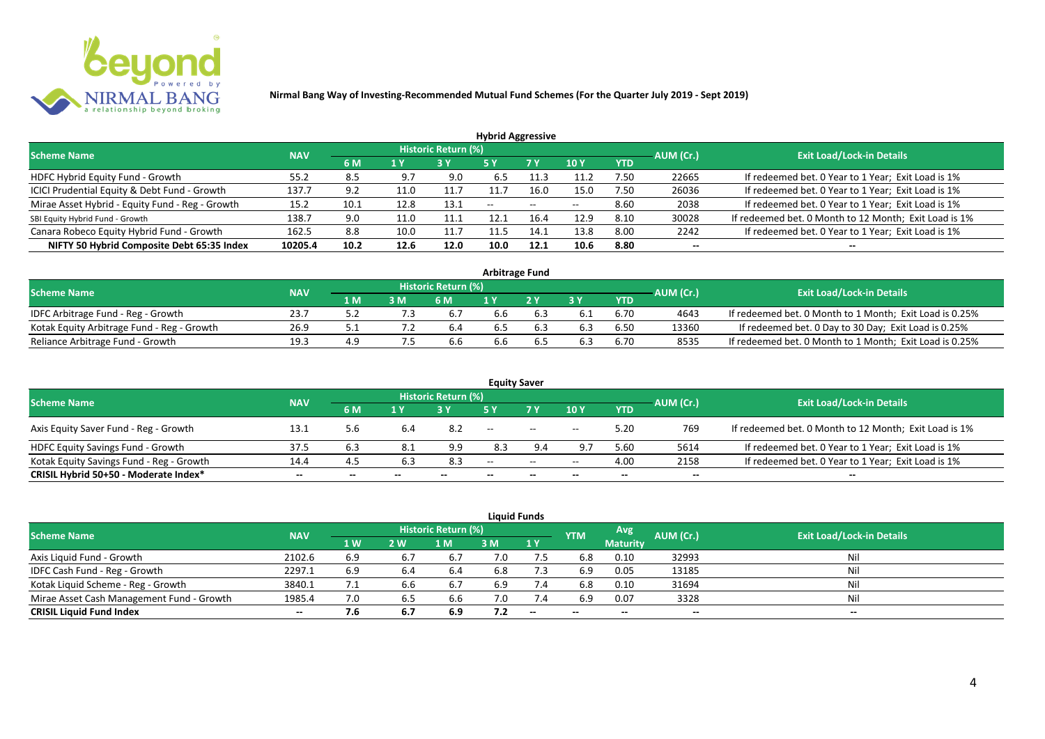**Nirmal Bang Way of Investing-Recommended Mutual Fund Schemes (For the Quarter July 2019 - Sept 2019)**

## Hybrid Aggressive

| Scheme Name | NAV | Historic Return (%) | | | | | | | AUM (Cr.) | Exit Load/Lock-in Details |
|---|---|---|---|---|---|---|---|---|---|---|
| | | 6 M | 1 Y | 3 Y | 5 Y | 7 Y | 10 Y | YTD | | |
| HDFC Hybrid Equity Fund - Growth | 55.2 | 8.5 | 9.7 | 9.0 | 6.5 | 11.3 | 11.2 | 7.50 | 22665 | If redeemed bet. 0 Year to 1 Year; Exit Load is 1% |
| ICICI Prudential Equity & Debt Fund - Growth | 137.7 | 9.2 | 11.0 | 11.7 | 11.7 | 16.0 | 15.0 | 7.50 | 26036 | If redeemed bet. 0 Year to 1 Year; Exit Load is 1% |
| Mirae Asset Hybrid - Equity Fund - Reg - Growth | 15.2 | 10.1 | 12.8 | 13.1 | -- | -- | -- | 8.60 | 2038 | If redeemed bet. 0 Year to 1 Year; Exit Load is 1% |
| SBI Equity Hybrid Fund - Growth | 138.7 | 9.0 | 11.0 | 11.1 | 12.1 | 16.4 | 12.9 | 8.10 | 30028 | If redeemed bet. 0 Month to 12 Month; Exit Load is 1% |
| Canara Robeco Equity Hybrid Fund - Growth | 162.5 | 8.8 | 10.0 | 11.7 | 11.5 | 14.1 | 13.8 | 8.00 | 2242 | If redeemed bet. 0 Year to 1 Year; Exit Load is 1% |
| **NIFTY 50 Hybrid Composite Debt 65:35 Index** | **10205.4** | **10.2** | **12.6** | **12.0** | **10.0** | **12.1** | **10.6** | **8.80** | **--** | **--** |

## Arbitrage Fund

| Scheme Name | NAV | Historic Return (%) | | | | | | | AUM (Cr.) | Exit Load/Lock-in Details |
|---|---|---|---|---|---|---|---|---|---|---|
| | | 1 M | 3 M | 6 M | 1 Y | 2 Y | 3 Y | YTD | | |
| IDFC Arbitrage Fund - Reg - Growth | 23.7 | 5.2 | 7.3 | 6.7 | 6.6 | 6.3 | 6.1 | 6.70 | 4643 | If redeemed bet. 0 Month to 1 Month; Exit Load is 0.25% |
| Kotak Equity Arbitrage Fund - Reg - Growth | 26.9 | 5.1 | 7.2 | 6.4 | 6.5 | 6.3 | 6.3 | 6.50 | 13360 | If redeemed bet. 0 Day to 30 Day; Exit Load is 0.25% |
| Reliance Arbitrage Fund - Growth | 19.3 | 4.9 | 7.5 | 6.6 | 6.6 | 6.5 | 6.3 | 6.70 | 8535 | If redeemed bet. 0 Month to 1 Month; Exit Load is 0.25% |

## Equity Saver

| Scheme Name | NAV | Historic Return (%) | | | | | | | AUM (Cr.) | Exit Load/Lock-in Details |
|---|---|---|---|---|---|---|---|---|---|---|
| | | 6 M | 1 Y | 3 Y | 5 Y | 7 Y | 10 Y | YTD | | |
| Axis Equity Saver Fund - Reg - Growth | 13.1 | 5.6 | 6.4 | 8.2 | -- | -- | -- | 5.20 | 769 | If redeemed bet. 0 Month to 12 Month; Exit Load is 1% |
| HDFC Equity Savings Fund - Growth | 37.5 | 6.3 | 8.1 | 9.9 | 8.3 | 9.4 | 9.7 | 5.60 | 5614 | If redeemed bet. 0 Year to 1 Year; Exit Load is 1% |
| Kotak Equity Savings Fund - Reg - Growth | 14.4 | 4.5 | 6.3 | 8.3 | -- | -- | -- | 4.00 | 2158 | If redeemed bet. 0 Year to 1 Year; Exit Load is 1% |
| **CRISIL Hybrid 50+50 - Moderate Index*** | **--** | **--** | **--** | **--** | **--** | **--** | **--** | **--** | **--** | **--** |

## Liquid Funds

| Scheme Name | NAV | Historic Return (%) | | | | | YTM | Avg Maturity | AUM (Cr.) | Exit Load/Lock-in Details |
|---|---|---|---|---|---|---|---|---|---|---|
| | | 1 W | 2 W | 1 M | 3 M | 1 Y | | | | |
| Axis Liquid Fund - Growth | 2102.6 | 6.9 | 6.7 | 6.7 | 7.0 | 7.5 | 6.8 | 0.10 | 32993 | Nil |
| IDFC Cash Fund - Reg - Growth | 2297.1 | 6.9 | 6.4 | 6.4 | 6.8 | 7.3 | 6.9 | 0.05 | 13185 | Nil |
| Kotak Liquid Scheme - Reg - Growth | 3840.1 | 7.1 | 6.6 | 6.7 | 6.9 | 7.4 | 6.8 | 0.10 | 31694 | Nil |
| Mirae Asset Cash Management Fund - Growth | 1985.4 | 7.0 | 6.5 | 6.6 | 7.0 | 7.4 | 6.9 | 0.07 | 3328 | Nil |
| **CRISIL Liquid Fund Index** | **--** | **7.6** | **6.7** | **6.9** | **7.2** | **--** | **--** | **--** | **--** | **--** |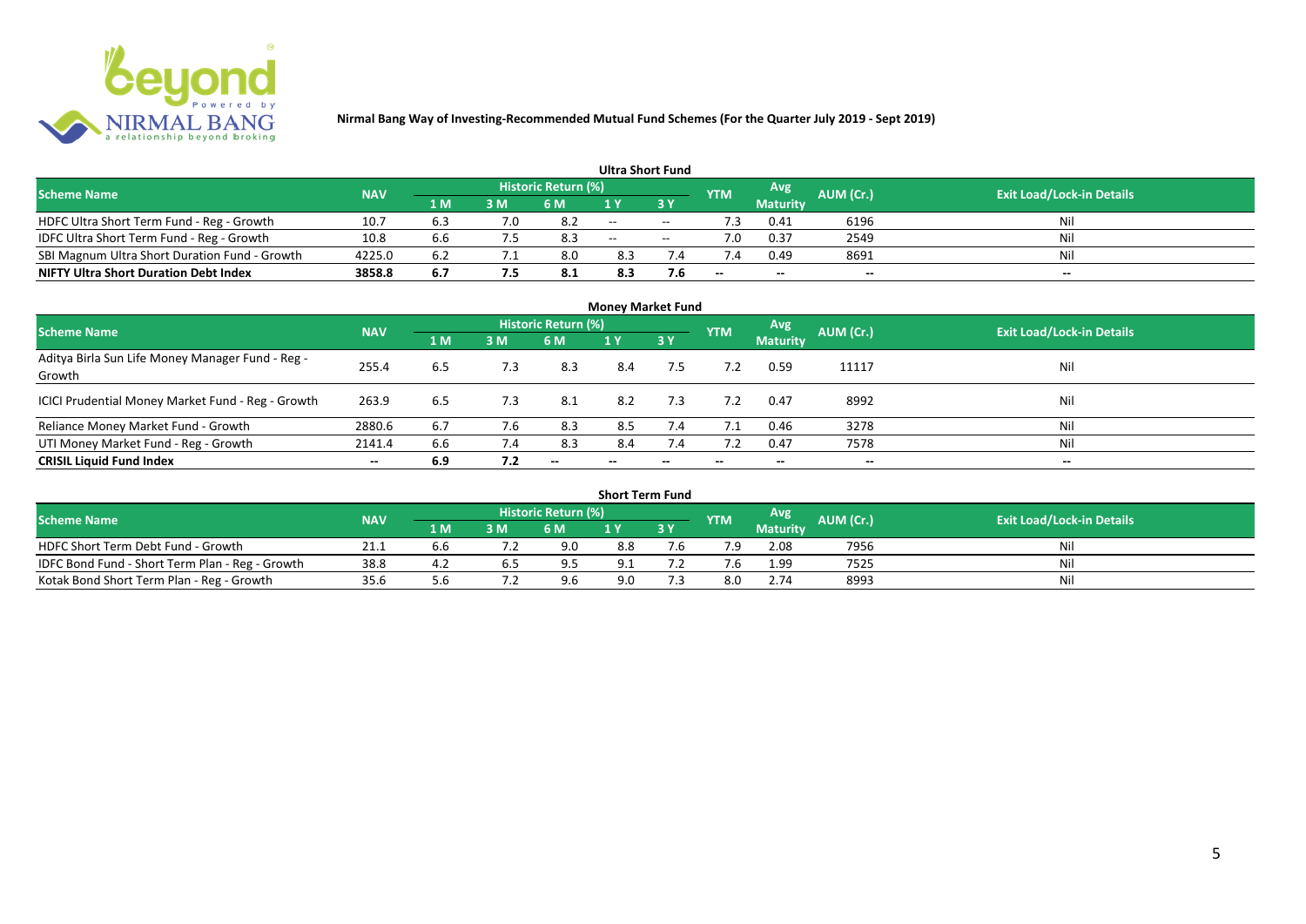# Nirmal Bang Way of Investing-Recommended Mutual Fund Schemes (For the Quarter July 2019 - Sept 2019)

## Ultra Short Fund

| Scheme Name | NAV | Historic Return (%) | | | | | YTM | Avg Maturity | AUM (Cr.) | Exit Load/Lock-in Details |
|---|---|---|---|---|---|---|---|---|---|---|
| | | 1 M | 3 M | 6 M | 1 Y | 3 Y | | | | |
| HDFC Ultra Short Term Fund - Reg - Growth | 10.7 | 6.3 | 7.0 | 8.2 | -- | -- | 7.3 | 0.41 | 6196 | Nil |
| IDFC Ultra Short Term Fund - Reg - Growth | 10.8 | 6.6 | 7.5 | 8.3 | -- | -- | 7.0 | 0.37 | 2549 | Nil |
| SBI Magnum Ultra Short Duration Fund - Growth | 4225.0 | 6.2 | 7.1 | 8.0 | 8.3 | 7.4 | 7.4 | 0.49 | 8691 | Nil |
| **NIFTY Ultra Short Duration Debt Index** | **3858.8** | **6.7** | **7.5** | **8.1** | **8.3** | **7.6** | -- | -- | -- | -- |

## Money Market Fund

| Scheme Name | NAV | Historic Return (%) | | | | | YTM | Avg Maturity | AUM (Cr.) | Exit Load/Lock-in Details |
|---|---|---|---|---|---|---|---|---|---|---|
| | | 1 M | 3 M | 6 M | 1 Y | 3 Y | | | | |
| Aditya Birla Sun Life Money Manager Fund - Reg - Growth | 255.4 | 6.5 | 7.3 | 8.3 | 8.4 | 7.5 | 7.2 | 0.59 | 11117 | Nil |
| ICICI Prudential Money Market Fund - Reg - Growth | 263.9 | 6.5 | 7.3 | 8.1 | 8.2 | 7.3 | 7.2 | 0.47 | 8992 | Nil |
| Reliance Money Market Fund - Growth | 2880.6 | 6.7 | 7.6 | 8.3 | 8.5 | 7.4 | 7.1 | 0.46 | 3278 | Nil |
| UTI Money Market Fund - Reg - Growth | 2141.4 | 6.6 | 7.4 | 8.3 | 8.4 | 7.4 | 7.2 | 0.47 | 7578 | Nil |
| **CRISIL Liquid Fund Index** | -- | **6.9** | **7.2** | -- | -- | -- | -- | -- | -- | -- |

## Short Term Fund

| Scheme Name | NAV | Historic Return (%) | | | | | YTM | Avg Maturity | AUM (Cr.) | Exit Load/Lock-in Details |
|---|---|---|---|---|---|---|---|---|---|---|
| | | 1 M | 3 M | 6 M | 1 Y | 3 Y | | | | |
| HDFC Short Term Debt Fund - Growth | 21.1 | 6.6 | 7.2 | 9.0 | 8.8 | 7.6 | 7.9 | 2.08 | 7956 | Nil |
| IDFC Bond Fund - Short Term Plan - Reg - Growth | 38.8 | 4.2 | 6.5 | 9.5 | 9.1 | 7.2 | 7.6 | 1.99 | 7525 | Nil |
| Kotak Bond Short Term Plan - Reg - Growth | 35.6 | 5.6 | 7.2 | 9.6 | 9.0 | 7.3 | 8.0 | 2.74 | 8993 | Nil |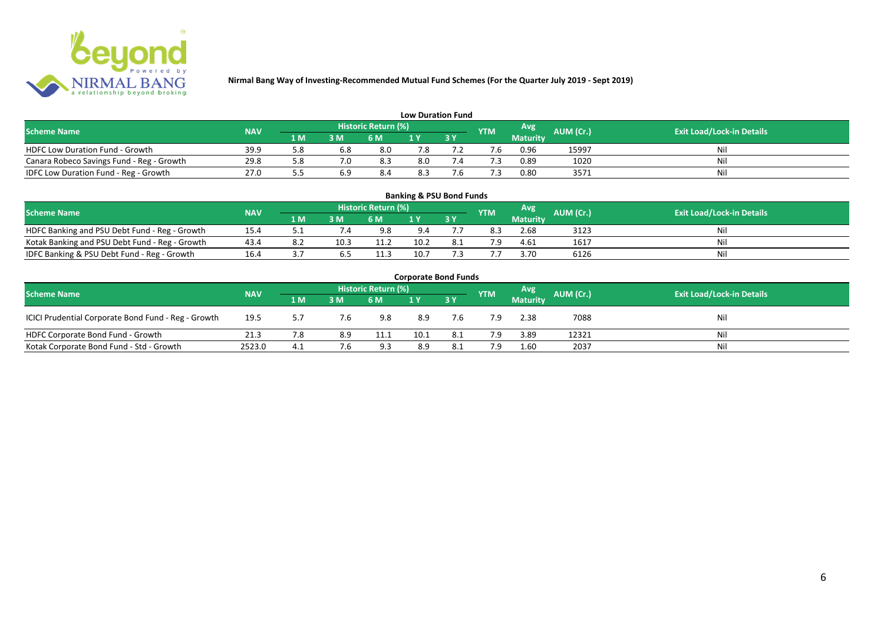Nirmal Bang Way of Investing-Recommended Mutual Fund Schemes (For the Quarter July 2019 - Sept 2019)

## Low Duration Fund

| Scheme Name | NAV | Historic Return (%) | | | | | YTM | Avg Maturity | AUM (Cr.) | Exit Load/Lock-in Details |
|---|---|---|---|---|---|---|---|---|---|---|
| | | 1 M | 3 M | 6 M | 1 Y | 3 Y | | | | |
| HDFC Low Duration Fund - Growth | 39.9 | 5.8 | 6.8 | 8.0 | 7.8 | 7.2 | 7.6 | 0.96 | 15997 | Nil |
| Canara Robeco Savings Fund - Reg - Growth | 29.8 | 5.8 | 7.0 | 8.3 | 8.0 | 7.4 | 7.3 | 0.89 | 1020 | Nil |
| IDFC Low Duration Fund - Reg - Growth | 27.0 | 5.5 | 6.9 | 8.4 | 8.3 | 7.6 | 7.3 | 0.80 | 3571 | Nil |

## Banking & PSU Bond Funds

| Scheme Name | NAV | Historic Return (%) | | | | | YTM | Avg Maturity | AUM (Cr.) | Exit Load/Lock-in Details |
|---|---|---|---|---|---|---|---|---|---|---|
| | | 1 M | 3 M | 6 M | 1 Y | 3 Y | | | | |
| HDFC Banking and PSU Debt Fund - Reg - Growth | 15.4 | 5.1 | 7.4 | 9.8 | 9.4 | 7.7 | 8.3 | 2.68 | 3123 | Nil |
| Kotak Banking and PSU Debt Fund - Reg - Growth | 43.4 | 8.2 | 10.3 | 11.2 | 10.2 | 8.1 | 7.9 | 4.61 | 1617 | Nil |
| IDFC Banking & PSU Debt Fund - Reg - Growth | 16.4 | 3.7 | 6.5 | 11.3 | 10.7 | 7.3 | 7.7 | 3.70 | 6126 | Nil |

## Corporate Bond Funds

| Scheme Name | NAV | Historic Return (%) | | | | | YTM | Avg Maturity | AUM (Cr.) | Exit Load/Lock-in Details |
|---|---|---|---|---|---|---|---|---|---|---|
| | | 1 M | 3 M | 6 M | 1 Y | 3 Y | | | | |
| ICICI Prudential Corporate Bond Fund - Reg - Growth | 19.5 | 5.7 | 7.6 | 9.8 | 8.9 | 7.6 | 7.9 | 2.38 | 7088 | Nil |
| HDFC Corporate Bond Fund - Growth | 21.3 | 7.8 | 8.9 | 11.1 | 10.1 | 8.1 | 7.9 | 3.89 | 12321 | Nil |
| Kotak Corporate Bond Fund - Std - Growth | 2523.0 | 4.1 | 7.6 | 9.3 | 8.9 | 8.1 | 7.9 | 1.60 | 2037 | Nil |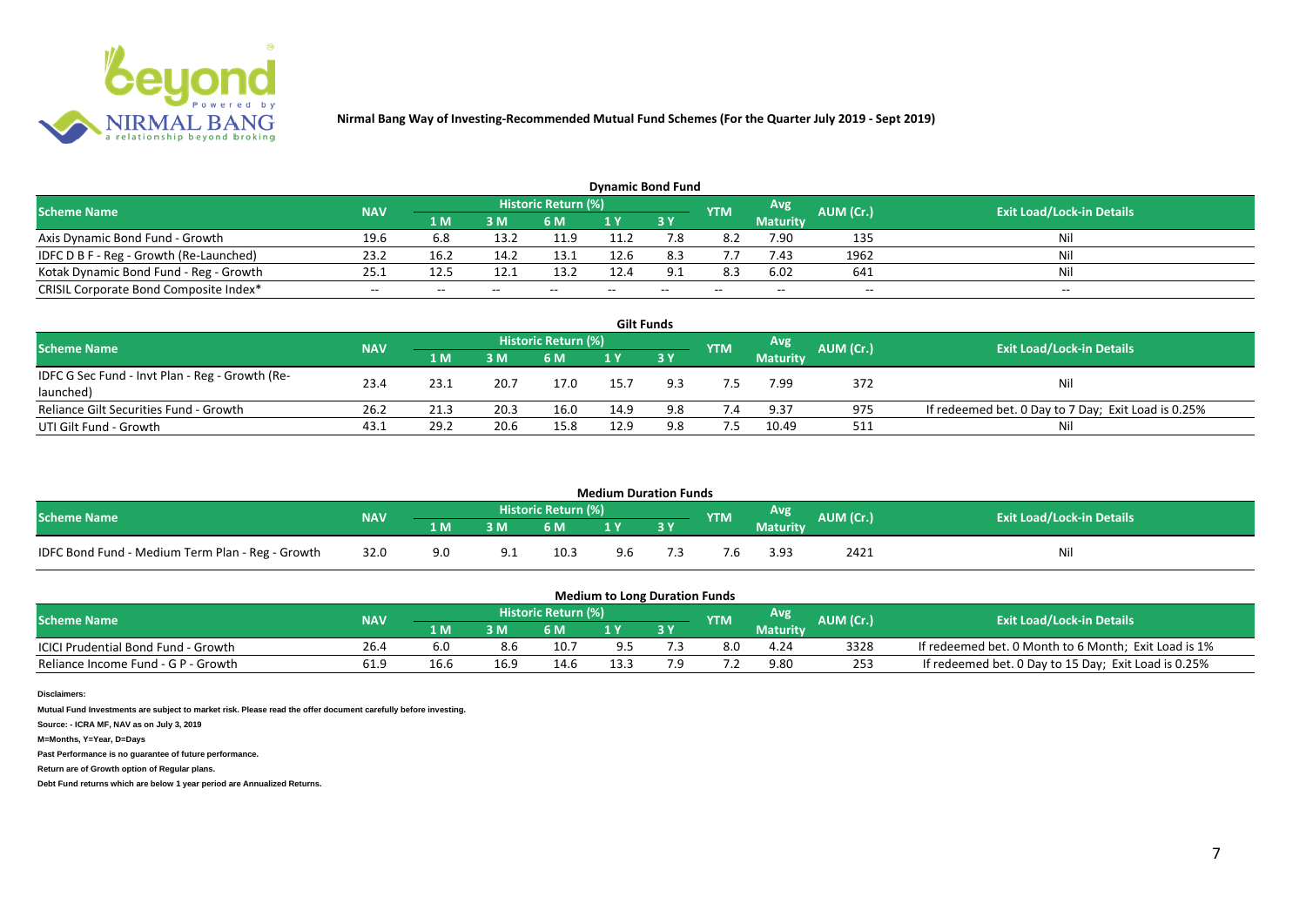**Nirmal Bang Way of Investing-Recommended Mutual Fund Schemes (For the Quarter July 2019 - Sept 2019)**

### Dynamic Bond Fund

| Scheme Name | NAV | Historic Return (%) | | | | | YTM | Avg Maturity | AUM (Cr.) | Exit Load/Lock-in Details |
|---|---|---|---|---|---|---|---|---|---|---|
| | | 1 M | 3 M | 6 M | 1 Y | 3 Y | | | | |
| Axis Dynamic Bond Fund - Growth | 19.6 | 6.8 | 13.2 | 11.9 | 11.2 | 7.8 | 8.2 | 7.90 | 135 | Nil |
| IDFC D B F - Reg - Growth (Re-Launched) | 23.2 | 16.2 | 14.2 | 13.1 | 12.6 | 8.3 | 7.7 | 7.43 | 1962 | Nil |
| Kotak Dynamic Bond Fund - Reg - Growth | 25.1 | 12.5 | 12.1 | 13.2 | 12.4 | 9.1 | 8.3 | 6.02 | 641 | Nil |
| CRISIL Corporate Bond Composite Index* | -- | -- | -- | -- | -- | -- | -- | -- | -- | -- |

### Gilt Funds

| Scheme Name | NAV | Historic Return (%) | | | | | YTM | Avg Maturity | AUM (Cr.) | Exit Load/Lock-in Details |
|---|---|---|---|---|---|---|---|---|---|---|
| | | 1 M | 3 M | 6 M | 1 Y | 3 Y | | | | |
| IDFC G Sec Fund - Invt Plan - Reg - Growth (Re-launched) | 23.4 | 23.1 | 20.7 | 17.0 | 15.7 | 9.3 | 7.5 | 7.99 | 372 | Nil |
| Reliance Gilt Securities Fund - Growth | 26.2 | 21.3 | 20.3 | 16.0 | 14.9 | 9.8 | 7.4 | 9.37 | 975 | If redeemed bet. 0 Day to 7 Day; Exit Load is 0.25% |
| UTI Gilt Fund - Growth | 43.1 | 29.2 | 20.6 | 15.8 | 12.9 | 9.8 | 7.5 | 10.49 | 511 | Nil |

### Medium Duration Funds

| Scheme Name | NAV | Historic Return (%) | | | | | YTM | Avg Maturity | AUM (Cr.) | Exit Load/Lock-in Details |
|---|---|---|---|---|---|---|---|---|---|---|
| | | 1 M | 3 M | 6 M | 1 Y | 3 Y | | | | |
| IDFC Bond Fund - Medium Term Plan - Reg - Growth | 32.0 | 9.0 | 9.1 | 10.3 | 9.6 | 7.3 | 7.6 | 3.93 | 2421 | Nil |

### Medium to Long Duration Funds

| Scheme Name | NAV | Historic Return (%) | | | | | YTM | Avg Maturity | AUM (Cr.) | Exit Load/Lock-in Details |
|---|---|---|---|---|---|---|---|---|---|---|
| | | 1 M | 3 M | 6 M | 1 Y | 3 Y | | | | |
| ICICI Prudential Bond Fund - Growth | 26.4 | 6.0 | 8.6 | 10.7 | 9.5 | 7.3 | 8.0 | 4.24 | 3328 | If redeemed bet. 0 Month to 6 Month; Exit Load is 1% |
| Reliance Income Fund - G P - Growth | 61.9 | 16.6 | 16.9 | 14.6 | 13.3 | 7.9 | 7.2 | 9.80 | 253 | If redeemed bet. 0 Day to 15 Day; Exit Load is 0.25% |

**Disclaimers:**

**Mutual Fund Investments are subject to market risk. Please read the offer document carefully before investing.**

**Source: - ICRA MF, NAV as on July 3, 2019**

**M=Months, Y=Year, D=Days**

**Past Performance is no guarantee of future performance.**

**Return are of Growth option of Regular plans.**

**Debt Fund returns which are below 1 year period are Annualized Returns.**